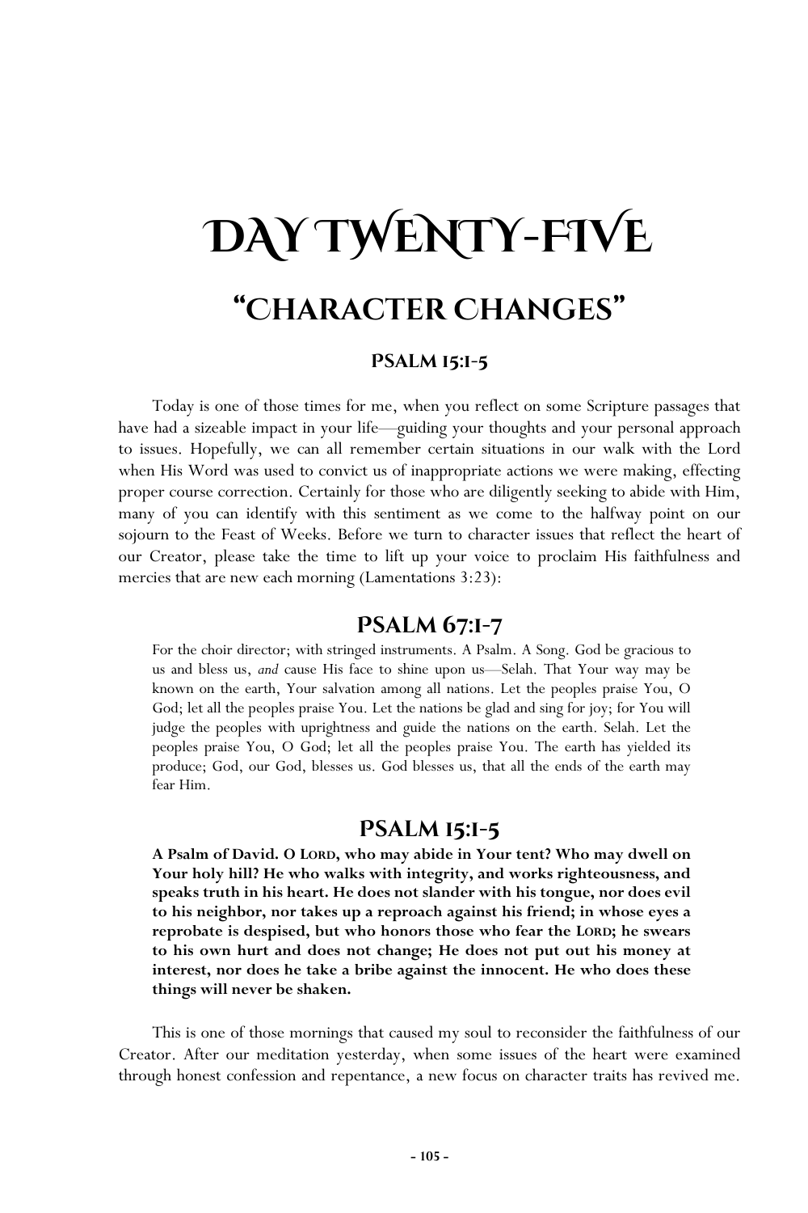# Day Twenty-Five

## "Character Changes"

### Psalm 15:1-5

Today is one of those times for me, when you reflect on some Scripture passages that have had a sizeable impact in your life—guiding your thoughts and your personal approach to issues. Hopefully, we can all remember certain situations in our walk with the Lord when His Word was used to convict us of inappropriate actions we were making, effecting proper course correction. Certainly for those who are diligently seeking to abide with Him, many of you can identify with this sentiment as we come to the halfway point on our sojourn to the Feast of Weeks. Before we turn to character issues that reflect the heart of our Creator, please take the time to lift up your voice to proclaim His faithfulness and mercies that are new each morning (Lamentations 3:23):

## Psalm 67:1-7

For the choir director; with stringed instruments. A Psalm. A Song. God be gracious to us and bless us, *and* cause His face to shine upon us—Selah. That Your way may be known on the earth, Your salvation among all nations. Let the peoples praise You, O God; let all the peoples praise You. Let the nations be glad and sing for joy; for You will judge the peoples with uprightness and guide the nations on the earth. Selah. Let the peoples praise You, O God; let all the peoples praise You. The earth has yielded its produce; God, our God, blesses us. God blesses us, that all the ends of the earth may fear Him.

## Psalm 15:1-5

**A Psalm of David. O LORD, who may abide in Your tent? Who may dwell on Your holy hill? He who walks with integrity, and works righteousness, and speaks truth in his heart. He does not slander with his tongue, nor does evil to his neighbor, nor takes up a reproach against his friend; in whose eyes a reprobate is despised, but who honors those who fear the LORD; he swears to his own hurt and does not change; He does not put out his money at interest, nor does he take a bribe against the innocent. He who does these things will never be shaken.**

This is one of those mornings that caused my soul to reconsider the faithfulness of our Creator. After our meditation yesterday, when some issues of the heart were examined through honest confession and repentance, a new focus on character traits has revived me.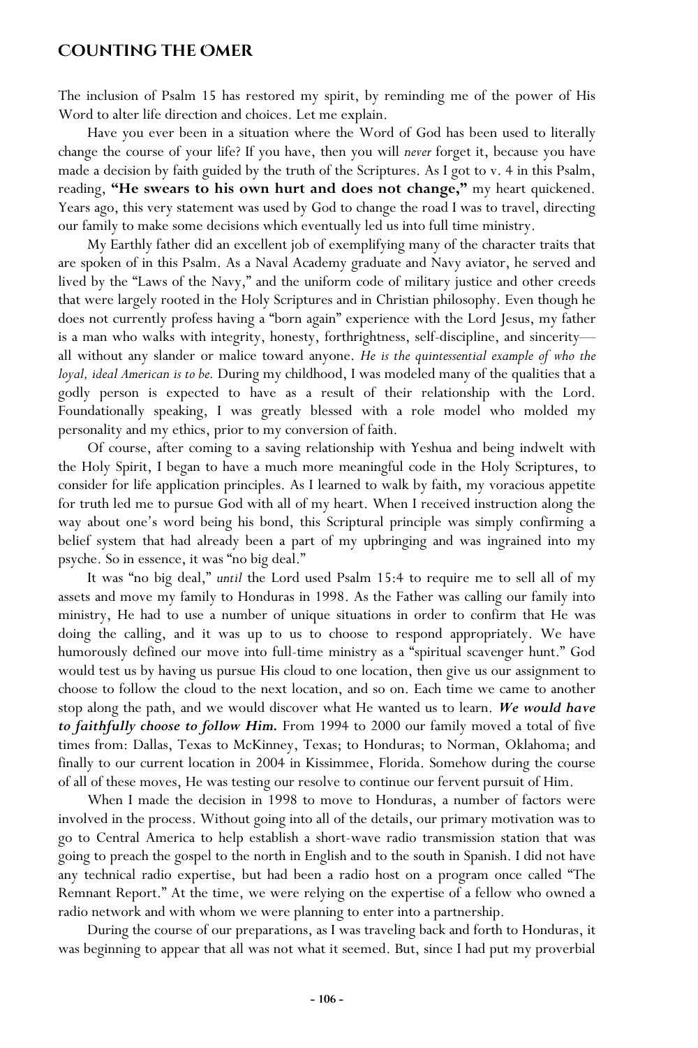The inclusion of Psalm 15 has restored my spirit, by reminding me of the power of His Word to alter life direction and choices. Let me explain.

Have you ever been in a situation where the Word of God has been used to literally change the course of your life? If you have, then you will *never* forget it, because you have made a decision by faith guided by the truth of the Scriptures. As I got to v. 4 in this Psalm, reading, **"He swears to his own hurt and does not change,"** my heart quickened. Years ago, this very statement was used by God to change the road I was to travel, directing our family to make some decisions which eventually led us into full time ministry.

My Earthly father did an excellent job of exemplifying many of the character traits that are spoken of in this Psalm. As a Naval Academy graduate and Navy aviator, he served and lived by the "Laws of the Navy," and the uniform code of military justice and other creeds that were largely rooted in the Holy Scriptures and in Christian philosophy. Even though he does not currently profess having a "born again" experience with the Lord Jesus, my father is a man who walks with integrity, honesty, forthrightness, self-discipline, and sincerity—all without any slander or malice toward anyone. *He is the quintessential example of who the loyal, ideal American is to be.* During my childhood, I was modeled many of the qualities that a godly person is expected to have as a result of their relationship with the Lord. Foundationally speaking, I was greatly blessed with a role model who molded my personality and my ethics, prior to my conversion of faith.

Of course, after coming to a saving relationship with Yeshua and being indwelt with the Holy Spirit, I began to have a much more meaningful code in the Holy Scriptures, to consider for life application principles. As I learned to walk by faith, my voracious appetite for truth led me to pursue God with all of my heart. When I received instruction along the way about one's word being his bond, this Scriptural principle was simply confirming a belief system that had already been a part of my upbringing and was ingrained into my psyche. So in essence, it was "no big deal."

It was "no big deal," *until* the Lord used Psalm 15:4 to require me to sell all of my assets and move my family to Honduras in 1998. As the Father was calling our family into ministry, He had to use a number of unique situations in order to confirm that He was doing the calling, and it was up to us to choose to respond appropriately. We have humorously defined our move into full-time ministry as a "spiritual scavenger hunt." God would test us by having us pursue His cloud to one location, then give us our assignment to choose to follow the cloud to the next location, and so on. Each time we came to another stop along the path, and we would discover what He wanted us to learn. ***We would have to faithfully choose to follow Him.*** From 1994 to 2000 our family moved a total of five times from: Dallas, Texas to McKinney, Texas; to Honduras; to Norman, Oklahoma; and finally to our current location in 2004 in Kissimmee, Florida. Somehow during the course of all of these moves, He was testing our resolve to continue our fervent pursuit of Him.

When I made the decision in 1998 to move to Honduras, a number of factors were involved in the process. Without going into all of the details, our primary motivation was to go to Central America to help establish a short-wave radio transmission station that was going to preach the gospel to the north in English and to the south in Spanish. I did not have any technical radio expertise, but had been a radio host on a program once called "The Remnant Report." At the time, we were relying on the expertise of a fellow who owned a radio network and with whom we were planning to enter into a partnership.

During the course of our preparations, as I was traveling back and forth to Honduras, it was beginning to appear that all was not what it seemed. But, since I had put my proverbial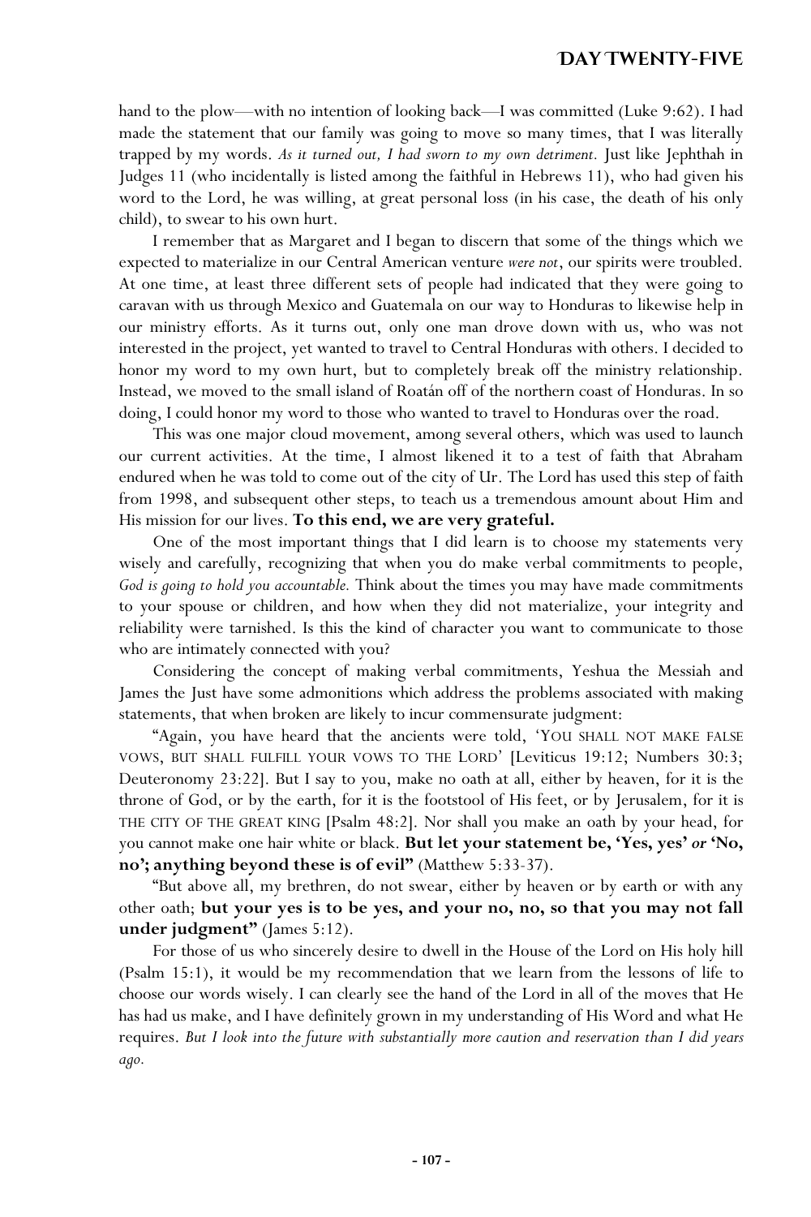hand to the plow—with no intention of looking back—I was committed (Luke 9:62). I had made the statement that our family was going to move so many times, that I was literally trapped by my words. *As it turned out, I had sworn to my own detriment.* Just like Jephthah in Judges 11 (who incidentally is listed among the faithful in Hebrews 11), who had given his word to the Lord, he was willing, at great personal loss (in his case, the death of his only child), to swear to his own hurt.

I remember that as Margaret and I began to discern that some of the things which we expected to materialize in our Central American venture *were not*, our spirits were troubled. At one time, at least three different sets of people had indicated that they were going to caravan with us through Mexico and Guatemala on our way to Honduras to likewise help in our ministry efforts. As it turns out, only one man drove down with us, who was not interested in the project, yet wanted to travel to Central Honduras with others. I decided to honor my word to my own hurt, but to completely break off the ministry relationship. Instead, we moved to the small island of Roatán off of the northern coast of Honduras. In so doing, I could honor my word to those who wanted to travel to Honduras over the road.

This was one major cloud movement, among several others, which was used to launch our current activities. At the time, I almost likened it to a test of faith that Abraham endured when he was told to come out of the city of Ur. The Lord has used this step of faith from 1998, and subsequent other steps, to teach us a tremendous amount about Him and His mission for our lives. **To this end, we are very grateful.**

One of the most important things that I did learn is to choose my statements very wisely and carefully, recognizing that when you do make verbal commitments to people, *God is going to hold you accountable.* Think about the times you may have made commitments to your spouse or children, and how when they did not materialize, your integrity and reliability were tarnished. Is this the kind of character you want to communicate to those who are intimately connected with you?

Considering the concept of making verbal commitments, Yeshua the Messiah and James the Just have some admonitions which address the problems associated with making statements, that when broken are likely to incur commensurate judgment:

"Again, you have heard that the ancients were told, 'YOU SHALL NOT MAKE FALSE VOWS, BUT SHALL FULFILL YOUR VOWS TO THE LORD' [Leviticus 19:12; Numbers 30:3; Deuteronomy 23:22]. But I say to you, make no oath at all, either by heaven, for it is the throne of God, or by the earth, for it is the footstool of His feet, or by Jerusalem, for it is THE CITY OF THE GREAT KING [Psalm 48:2]. Nor shall you make an oath by your head, for you cannot make one hair white or black. **But let your statement be, 'Yes, yes'** ***or*** **'No, no'; anything beyond these is of evil"** (Matthew 5:33-37).

"But above all, my brethren, do not swear, either by heaven or by earth or with any other oath; **but your yes is to be yes, and your no, no, so that you may not fall under judgment"** (James 5:12).

For those of us who sincerely desire to dwell in the House of the Lord on His holy hill (Psalm 15:1), it would be my recommendation that we learn from the lessons of life to choose our words wisely. I can clearly see the hand of the Lord in all of the moves that He has had us make, and I have definitely grown in my understanding of His Word and what He requires. *But I look into the future with substantially more caution and reservation than I did years ago.*